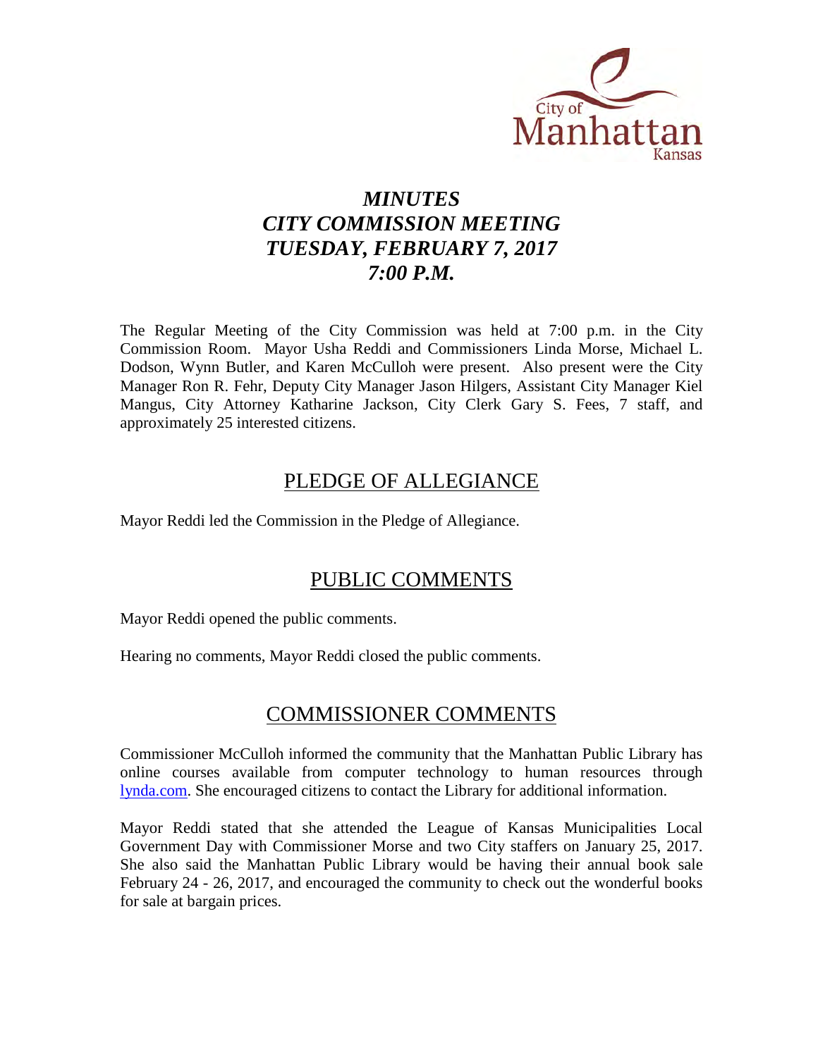# *MINUTES*
# *CITY COMMISSION MEETING*
# *TUESDAY, FEBRUARY 7, 2017*
# *7:00 P.M.*

The Regular Meeting of the City Commission was held at 7:00 p.m. in the City Commission Room. Mayor Usha Reddi and Commissioners Linda Morse, Michael L. Dodson, Wynn Butler, and Karen McCulloh were present. Also present were the City Manager Ron R. Fehr, Deputy City Manager Jason Hilgers, Assistant City Manager Kiel Mangus, City Attorney Katharine Jackson, City Clerk Gary S. Fees, 7 staff, and approximately 25 interested citizens.

## PLEDGE OF ALLEGIANCE

Mayor Reddi led the Commission in the Pledge of Allegiance.

## PUBLIC COMMENTS

Mayor Reddi opened the public comments.

Hearing no comments, Mayor Reddi closed the public comments.

## COMMISSIONER COMMENTS

Commissioner McCulloh informed the community that the Manhattan Public Library has online courses available from computer technology to human resources through lynda.com. She encouraged citizens to contact the Library for additional information.

Mayor Reddi stated that she attended the League of Kansas Municipalities Local Government Day with Commissioner Morse and two City staffers on January 25, 2017. She also said the Manhattan Public Library would be having their annual book sale February 24 - 26, 2017, and encouraged the community to check out the wonderful books for sale at bargain prices.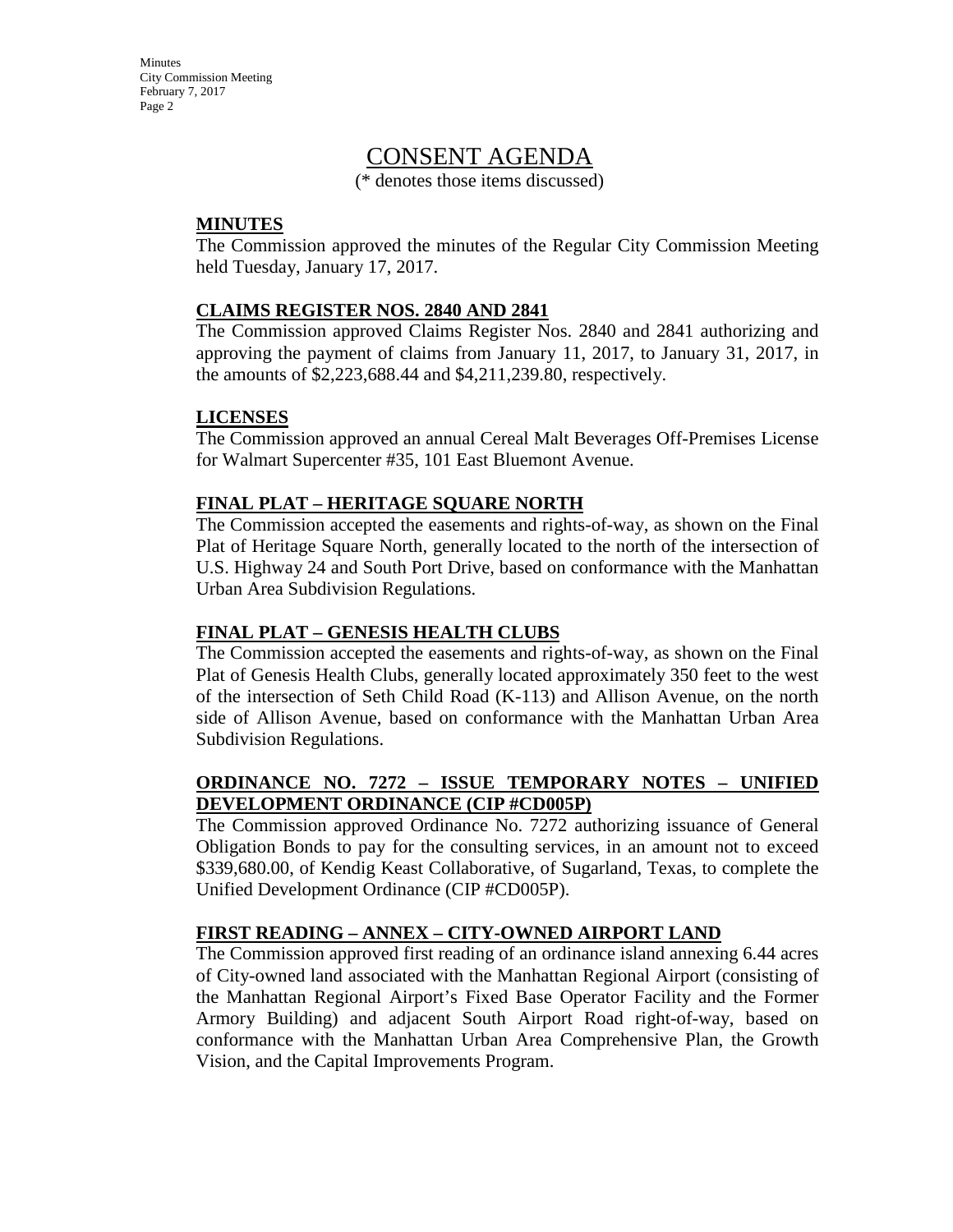# CONSENT AGENDA

(* denotes those items discussed)

**MINUTES**

The Commission approved the minutes of the Regular City Commission Meeting held Tuesday, January 17, 2017.

**CLAIMS REGISTER NOS. 2840 AND 2841**

The Commission approved Claims Register Nos. 2840 and 2841 authorizing and approving the payment of claims from January 11, 2017, to January 31, 2017, in the amounts of $2,223,688.44 and $4,211,239.80, respectively.

**LICENSES**

The Commission approved an annual Cereal Malt Beverages Off-Premises License for Walmart Supercenter #35, 101 East Bluemont Avenue.

**FINAL PLAT – HERITAGE SQUARE NORTH**

The Commission accepted the easements and rights-of-way, as shown on the Final Plat of Heritage Square North, generally located to the north of the intersection of U.S. Highway 24 and South Port Drive, based on conformance with the Manhattan Urban Area Subdivision Regulations.

**FINAL PLAT – GENESIS HEALTH CLUBS**

The Commission accepted the easements and rights-of-way, as shown on the Final Plat of Genesis Health Clubs, generally located approximately 350 feet to the west of the intersection of Seth Child Road (K-113) and Allison Avenue, on the north side of Allison Avenue, based on conformance with the Manhattan Urban Area Subdivision Regulations.

**ORDINANCE NO. 7272 – ISSUE TEMPORARY NOTES – UNIFIED DEVELOPMENT ORDINANCE (CIP #CD005P)**

The Commission approved Ordinance No. 7272 authorizing issuance of General Obligation Bonds to pay for the consulting services, in an amount not to exceed $339,680.00, of Kendig Keast Collaborative, of Sugarland, Texas, to complete the Unified Development Ordinance (CIP #CD005P).

**FIRST READING – ANNEX – CITY-OWNED AIRPORT LAND**

The Commission approved first reading of an ordinance island annexing 6.44 acres of City-owned land associated with the Manhattan Regional Airport (consisting of the Manhattan Regional Airport's Fixed Base Operator Facility and the Former Armory Building) and adjacent South Airport Road right-of-way, based on conformance with the Manhattan Urban Area Comprehensive Plan, the Growth Vision, and the Capital Improvements Program.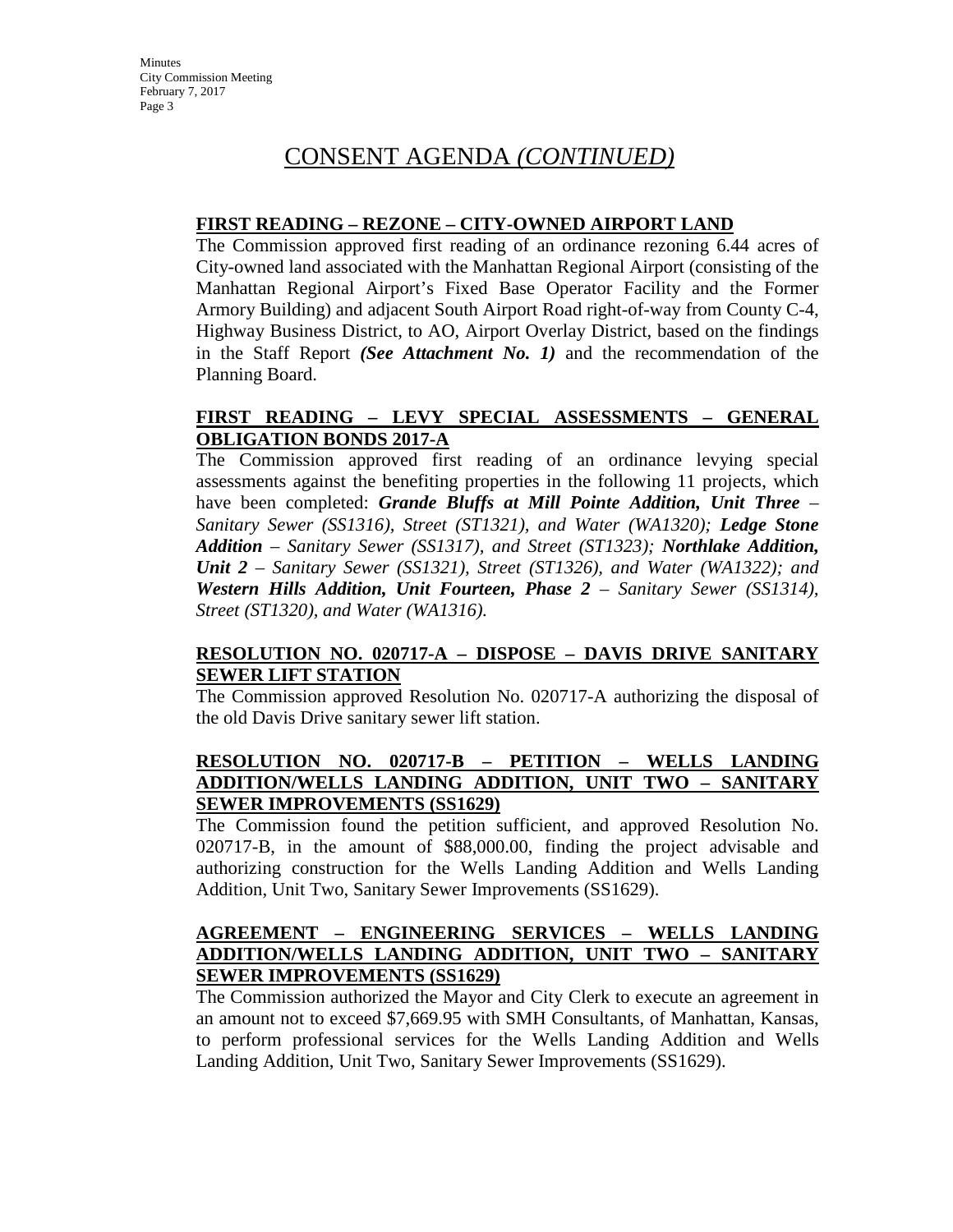# CONSENT AGENDA *(CONTINUED)*

**FIRST READING – REZONE – CITY-OWNED AIRPORT LAND**

The Commission approved first reading of an ordinance rezoning 6.44 acres of City-owned land associated with the Manhattan Regional Airport (consisting of the Manhattan Regional Airport's Fixed Base Operator Facility and the Former Armory Building) and adjacent South Airport Road right-of-way from County C-4, Highway Business District, to AO, Airport Overlay District, based on the findings in the Staff Report ***(See Attachment No. 1)*** and the recommendation of the Planning Board.

**FIRST READING – LEVY SPECIAL ASSESSMENTS – GENERAL OBLIGATION BONDS 2017-A**

The Commission approved first reading of an ordinance levying special assessments against the benefiting properties in the following 11 projects, which have been completed: ***Grande Bluffs at Mill Pointe Addition, Unit Three*** *– Sanitary Sewer (SS1316), Street (ST1321), and Water (WA1320);* ***Ledge Stone Addition*** *– Sanitary Sewer (SS1317), and Street (ST1323);* ***Northlake Addition, Unit 2*** *– Sanitary Sewer (SS1321), Street (ST1326), and Water (WA1322); and* ***Western Hills Addition, Unit Fourteen, Phase 2*** *– Sanitary Sewer (SS1314), Street (ST1320), and Water (WA1316).*

**RESOLUTION NO. 020717-A – DISPOSE – DAVIS DRIVE SANITARY SEWER LIFT STATION**

The Commission approved Resolution No. 020717-A authorizing the disposal of the old Davis Drive sanitary sewer lift station.

**RESOLUTION NO. 020717-B – PETITION – WELLS LANDING ADDITION/WELLS LANDING ADDITION, UNIT TWO – SANITARY SEWER IMPROVEMENTS (SS1629)**

The Commission found the petition sufficient, and approved Resolution No. 020717-B, in the amount of $88,000.00, finding the project advisable and authorizing construction for the Wells Landing Addition and Wells Landing Addition, Unit Two, Sanitary Sewer Improvements (SS1629).

**AGREEMENT – ENGINEERING SERVICES – WELLS LANDING ADDITION/WELLS LANDING ADDITION, UNIT TWO – SANITARY SEWER IMPROVEMENTS (SS1629)**

The Commission authorized the Mayor and City Clerk to execute an agreement in an amount not to exceed $7,669.95 with SMH Consultants, of Manhattan, Kansas, to perform professional services for the Wells Landing Addition and Wells Landing Addition, Unit Two, Sanitary Sewer Improvements (SS1629).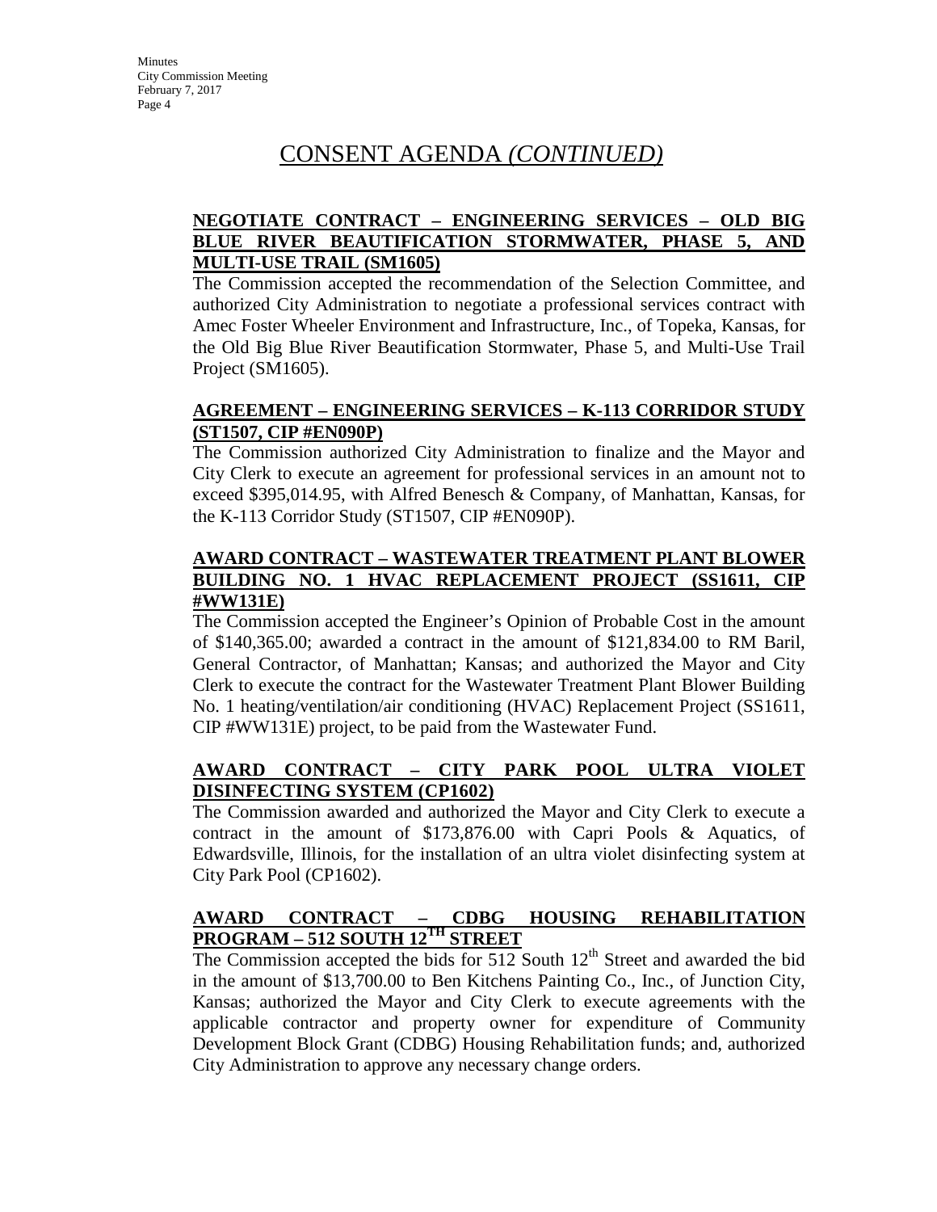# CONSENT AGENDA *(CONTINUED)*

**NEGOTIATE CONTRACT – ENGINEERING SERVICES – OLD BIG BLUE RIVER BEAUTIFICATION STORMWATER, PHASE 5, AND MULTI-USE TRAIL (SM1605)**

The Commission accepted the recommendation of the Selection Committee, and authorized City Administration to negotiate a professional services contract with Amec Foster Wheeler Environment and Infrastructure, Inc., of Topeka, Kansas, for the Old Big Blue River Beautification Stormwater, Phase 5, and Multi-Use Trail Project (SM1605).

**AGREEMENT – ENGINEERING SERVICES – K-113 CORRIDOR STUDY (ST1507, CIP #EN090P)**

The Commission authorized City Administration to finalize and the Mayor and City Clerk to execute an agreement for professional services in an amount not to exceed $395,014.95, with Alfred Benesch & Company, of Manhattan, Kansas, for the K-113 Corridor Study (ST1507, CIP #EN090P).

**AWARD CONTRACT – WASTEWATER TREATMENT PLANT BLOWER BUILDING NO. 1 HVAC REPLACEMENT PROJECT (SS1611, CIP #WW131E)**

The Commission accepted the Engineer's Opinion of Probable Cost in the amount of $140,365.00; awarded a contract in the amount of $121,834.00 to RM Baril, General Contractor, of Manhattan; Kansas; and authorized the Mayor and City Clerk to execute the contract for the Wastewater Treatment Plant Blower Building No. 1 heating/ventilation/air conditioning (HVAC) Replacement Project (SS1611, CIP #WW131E) project, to be paid from the Wastewater Fund.

**AWARD CONTRACT – CITY PARK POOL ULTRA VIOLET DISINFECTING SYSTEM (CP1602)**

The Commission awarded and authorized the Mayor and City Clerk to execute a contract in the amount of $173,876.00 with Capri Pools & Aquatics, of Edwardsville, Illinois, for the installation of an ultra violet disinfecting system at City Park Pool (CP1602).

**AWARD CONTRACT – CDBG HOUSING REHABILITATION PROGRAM – 512 SOUTH 12TH STREET**

The Commission accepted the bids for 512 South 12th Street and awarded the bid in the amount of $13,700.00 to Ben Kitchens Painting Co., Inc., of Junction City, Kansas; authorized the Mayor and City Clerk to execute agreements with the applicable contractor and property owner for expenditure of Community Development Block Grant (CDBG) Housing Rehabilitation funds; and, authorized City Administration to approve any necessary change orders.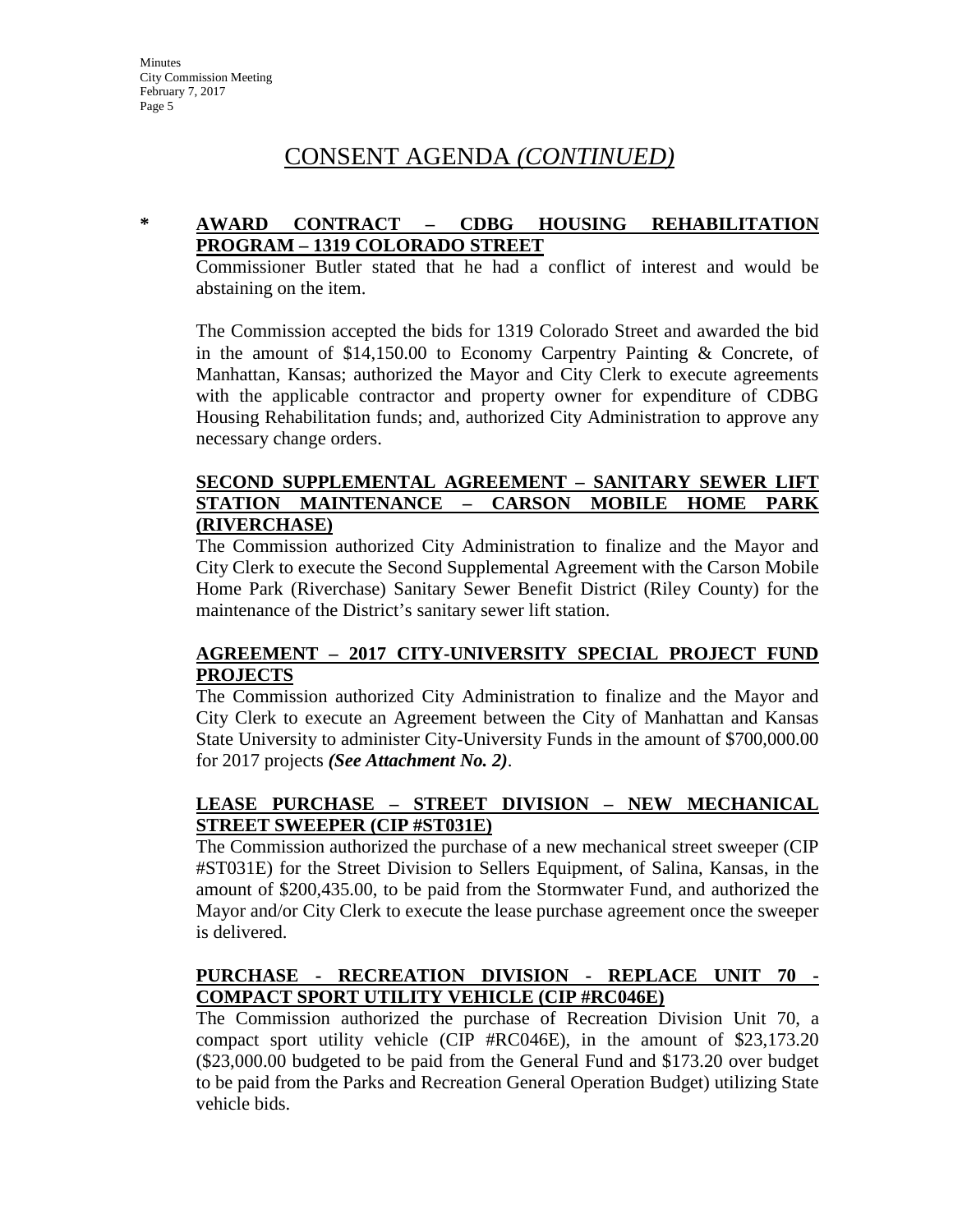## CONSENT AGENDA *(CONTINUED)*

**\* AWARD CONTRACT – CDBG HOUSING REHABILITATION PROGRAM – 1319 COLORADO STREET**

Commissioner Butler stated that he had a conflict of interest and would be abstaining on the item.

The Commission accepted the bids for 1319 Colorado Street and awarded the bid in the amount of $14,150.00 to Economy Carpentry Painting & Concrete, of Manhattan, Kansas; authorized the Mayor and City Clerk to execute agreements with the applicable contractor and property owner for expenditure of CDBG Housing Rehabilitation funds; and, authorized City Administration to approve any necessary change orders.

**SECOND SUPPLEMENTAL AGREEMENT – SANITARY SEWER LIFT STATION MAINTENANCE – CARSON MOBILE HOME PARK (RIVERCHASE)**

The Commission authorized City Administration to finalize and the Mayor and City Clerk to execute the Second Supplemental Agreement with the Carson Mobile Home Park (Riverchase) Sanitary Sewer Benefit District (Riley County) for the maintenance of the District's sanitary sewer lift station.

**AGREEMENT – 2017 CITY-UNIVERSITY SPECIAL PROJECT FUND PROJECTS**

The Commission authorized City Administration to finalize and the Mayor and City Clerk to execute an Agreement between the City of Manhattan and Kansas State University to administer City-University Funds in the amount of $700,000.00 for 2017 projects ***(See Attachment No. 2)***.

**LEASE PURCHASE – STREET DIVISION – NEW MECHANICAL STREET SWEEPER (CIP #ST031E)**

The Commission authorized the purchase of a new mechanical street sweeper (CIP #ST031E) for the Street Division to Sellers Equipment, of Salina, Kansas, in the amount of $200,435.00, to be paid from the Stormwater Fund, and authorized the Mayor and/or City Clerk to execute the lease purchase agreement once the sweeper is delivered.

**PURCHASE - RECREATION DIVISION - REPLACE UNIT 70 - COMPACT SPORT UTILITY VEHICLE (CIP #RC046E)**

The Commission authorized the purchase of Recreation Division Unit 70, a compact sport utility vehicle (CIP #RC046E), in the amount of $23,173.20 ($23,000.00 budgeted to be paid from the General Fund and $173.20 over budget to be paid from the Parks and Recreation General Operation Budget) utilizing State vehicle bids.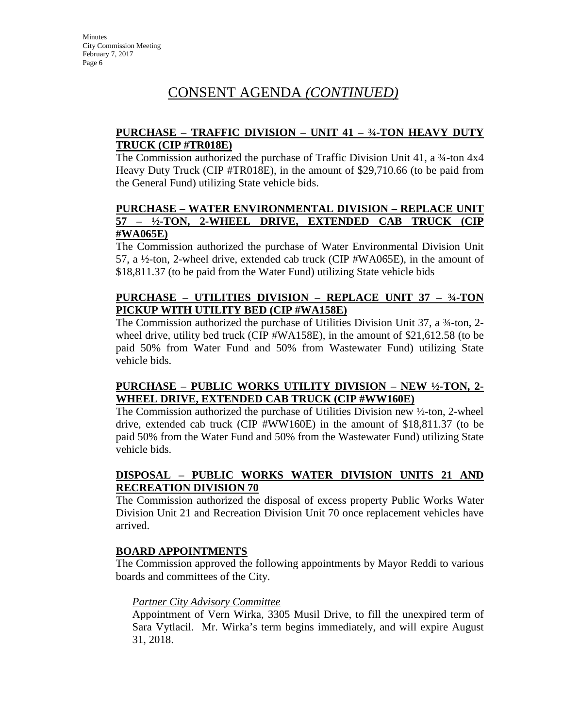# CONSENT AGENDA *(CONTINUED)*

**PURCHASE – TRAFFIC DIVISION – UNIT 41 – ¾-TON HEAVY DUTY TRUCK (CIP #TR018E)**

The Commission authorized the purchase of Traffic Division Unit 41, a ¾-ton 4x4 Heavy Duty Truck (CIP #TR018E), in the amount of $29,710.66 (to be paid from the General Fund) utilizing State vehicle bids.

**PURCHASE – WATER ENVIRONMENTAL DIVISION – REPLACE UNIT 57 – ½-TON, 2-WHEEL DRIVE, EXTENDED CAB TRUCK (CIP #WA065E)**

The Commission authorized the purchase of Water Environmental Division Unit 57, a ½-ton, 2-wheel drive, extended cab truck (CIP #WA065E), in the amount of $18,811.37 (to be paid from the Water Fund) utilizing State vehicle bids

**PURCHASE – UTILITIES DIVISION – REPLACE UNIT 37 – ¾-TON PICKUP WITH UTILITY BED (CIP #WA158E)**

The Commission authorized the purchase of Utilities Division Unit 37, a ¾-ton, 2-wheel drive, utility bed truck (CIP #WA158E), in the amount of $21,612.58 (to be paid 50% from Water Fund and 50% from Wastewater Fund) utilizing State vehicle bids.

**PURCHASE – PUBLIC WORKS UTILITY DIVISION – NEW ½-TON, 2-WHEEL DRIVE, EXTENDED CAB TRUCK (CIP #WW160E)**

The Commission authorized the purchase of Utilities Division new ½-ton, 2-wheel drive, extended cab truck (CIP #WW160E) in the amount of $18,811.37 (to be paid 50% from the Water Fund and 50% from the Wastewater Fund) utilizing State vehicle bids.

**DISPOSAL – PUBLIC WORKS WATER DIVISION UNITS 21 AND RECREATION DIVISION 70**

The Commission authorized the disposal of excess property Public Works Water Division Unit 21 and Recreation Division Unit 70 once replacement vehicles have arrived.

**BOARD APPOINTMENTS**

The Commission approved the following appointments by Mayor Reddi to various boards and committees of the City.

*Partner City Advisory Committee*

Appointment of Vern Wirka, 3305 Musil Drive, to fill the unexpired term of Sara Vytlacil. Mr. Wirka's term begins immediately, and will expire August 31, 2018.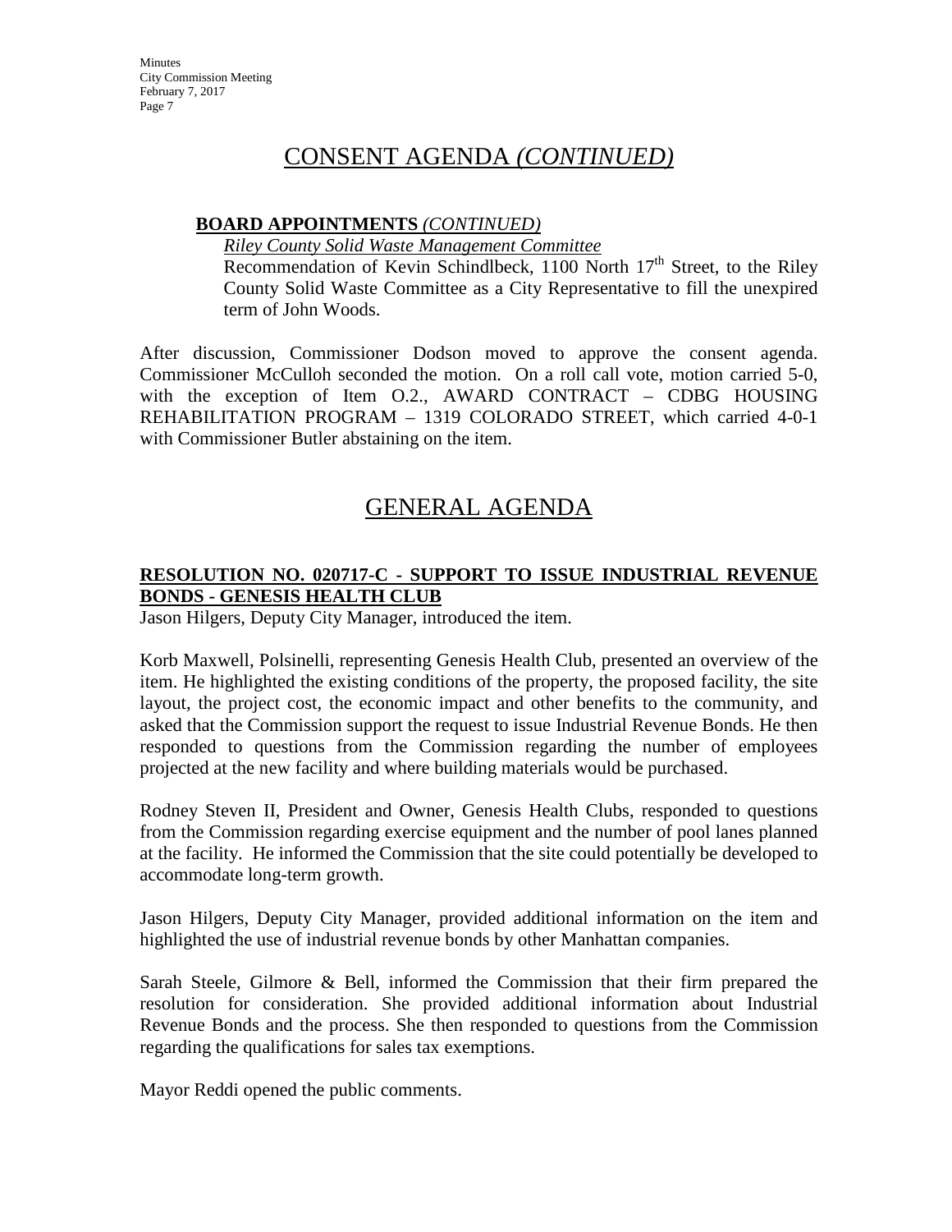# CONSENT AGENDA *(CONTINUED)*

**BOARD APPOINTMENTS** *(CONTINUED)*

*Riley County Solid Waste Management Committee*

Recommendation of Kevin Schindlbeck, 1100 North 17th Street, to the Riley County Solid Waste Committee as a City Representative to fill the unexpired term of John Woods.

After discussion, Commissioner Dodson moved to approve the consent agenda. Commissioner McCulloh seconded the motion. On a roll call vote, motion carried 5-0, with the exception of Item O.2., AWARD CONTRACT – CDBG HOUSING REHABILITATION PROGRAM – 1319 COLORADO STREET, which carried 4-0-1 with Commissioner Butler abstaining on the item.

# GENERAL AGENDA

**RESOLUTION NO. 020717-C - SUPPORT TO ISSUE INDUSTRIAL REVENUE BONDS - GENESIS HEALTH CLUB**

Jason Hilgers, Deputy City Manager, introduced the item.

Korb Maxwell, Polsinelli, representing Genesis Health Club, presented an overview of the item. He highlighted the existing conditions of the property, the proposed facility, the site layout, the project cost, the economic impact and other benefits to the community, and asked that the Commission support the request to issue Industrial Revenue Bonds. He then responded to questions from the Commission regarding the number of employees projected at the new facility and where building materials would be purchased.

Rodney Steven II, President and Owner, Genesis Health Clubs, responded to questions from the Commission regarding exercise equipment and the number of pool lanes planned at the facility. He informed the Commission that the site could potentially be developed to accommodate long-term growth.

Jason Hilgers, Deputy City Manager, provided additional information on the item and highlighted the use of industrial revenue bonds by other Manhattan companies.

Sarah Steele, Gilmore & Bell, informed the Commission that their firm prepared the resolution for consideration. She provided additional information about Industrial Revenue Bonds and the process. She then responded to questions from the Commission regarding the qualifications for sales tax exemptions.

Mayor Reddi opened the public comments.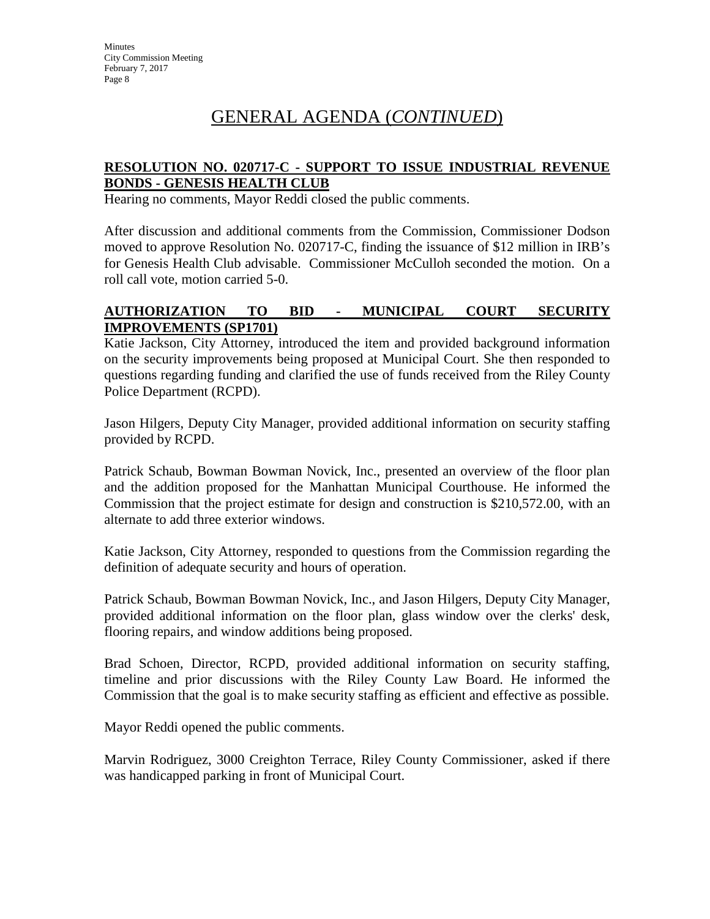# GENERAL AGENDA (*CONTINUED*)

**RESOLUTION NO. 020717-C - SUPPORT TO ISSUE INDUSTRIAL REVENUE BONDS - GENESIS HEALTH CLUB**

Hearing no comments, Mayor Reddi closed the public comments.

After discussion and additional comments from the Commission, Commissioner Dodson moved to approve Resolution No. 020717-C, finding the issuance of $12 million in IRB's for Genesis Health Club advisable. Commissioner McCulloh seconded the motion. On a roll call vote, motion carried 5-0.

**AUTHORIZATION TO BID - MUNICIPAL COURT SECURITY IMPROVEMENTS (SP1701)**

Katie Jackson, City Attorney, introduced the item and provided background information on the security improvements being proposed at Municipal Court. She then responded to questions regarding funding and clarified the use of funds received from the Riley County Police Department (RCPD).

Jason Hilgers, Deputy City Manager, provided additional information on security staffing provided by RCPD.

Patrick Schaub, Bowman Bowman Novick, Inc., presented an overview of the floor plan and the addition proposed for the Manhattan Municipal Courthouse. He informed the Commission that the project estimate for design and construction is $210,572.00, with an alternate to add three exterior windows.

Katie Jackson, City Attorney, responded to questions from the Commission regarding the definition of adequate security and hours of operation.

Patrick Schaub, Bowman Bowman Novick, Inc., and Jason Hilgers, Deputy City Manager, provided additional information on the floor plan, glass window over the clerks' desk, flooring repairs, and window additions being proposed.

Brad Schoen, Director, RCPD, provided additional information on security staffing, timeline and prior discussions with the Riley County Law Board. He informed the Commission that the goal is to make security staffing as efficient and effective as possible.

Mayor Reddi opened the public comments.

Marvin Rodriguez, 3000 Creighton Terrace, Riley County Commissioner, asked if there was handicapped parking in front of Municipal Court.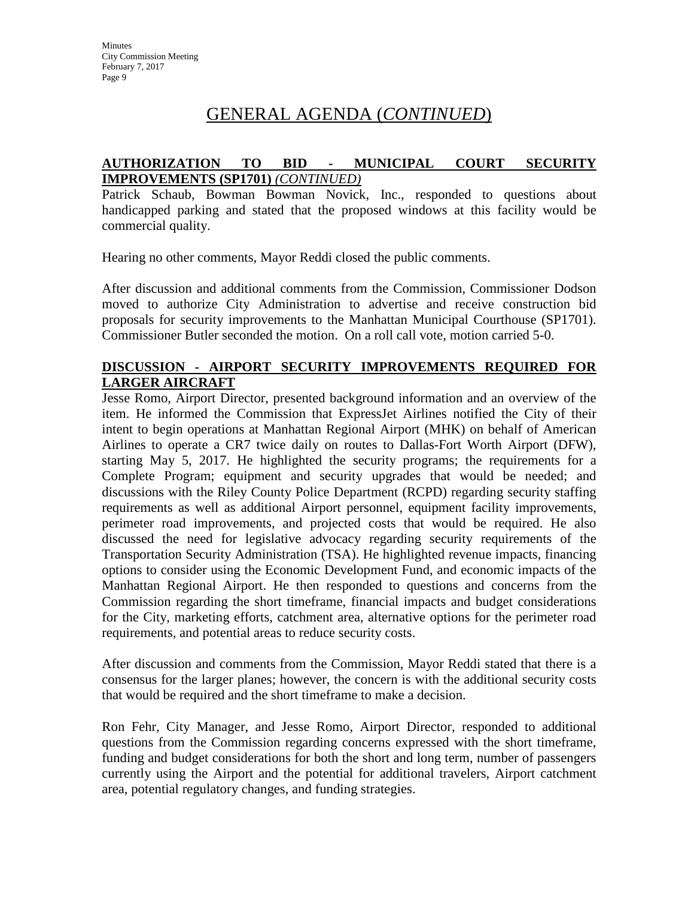## GENERAL AGENDA (*CONTINUED*)

**AUTHORIZATION TO BID - MUNICIPAL COURT SECURITY IMPROVEMENTS (SP1701)** ***(CONTINUED)***

Patrick Schaub, Bowman Bowman Novick, Inc., responded to questions about handicapped parking and stated that the proposed windows at this facility would be commercial quality.

Hearing no other comments, Mayor Reddi closed the public comments.

After discussion and additional comments from the Commission, Commissioner Dodson moved to authorize City Administration to advertise and receive construction bid proposals for security improvements to the Manhattan Municipal Courthouse (SP1701). Commissioner Butler seconded the motion. On a roll call vote, motion carried 5-0.

**DISCUSSION - AIRPORT SECURITY IMPROVEMENTS REQUIRED FOR LARGER AIRCRAFT**

Jesse Romo, Airport Director, presented background information and an overview of the item. He informed the Commission that ExpressJet Airlines notified the City of their intent to begin operations at Manhattan Regional Airport (MHK) on behalf of American Airlines to operate a CR7 twice daily on routes to Dallas-Fort Worth Airport (DFW), starting May 5, 2017. He highlighted the security programs; the requirements for a Complete Program; equipment and security upgrades that would be needed; and discussions with the Riley County Police Department (RCPD) regarding security staffing requirements as well as additional Airport personnel, equipment facility improvements, perimeter road improvements, and projected costs that would be required. He also discussed the need for legislative advocacy regarding security requirements of the Transportation Security Administration (TSA). He highlighted revenue impacts, financing options to consider using the Economic Development Fund, and economic impacts of the Manhattan Regional Airport. He then responded to questions and concerns from the Commission regarding the short timeframe, financial impacts and budget considerations for the City, marketing efforts, catchment area, alternative options for the perimeter road requirements, and potential areas to reduce security costs.

After discussion and comments from the Commission, Mayor Reddi stated that there is a consensus for the larger planes; however, the concern is with the additional security costs that would be required and the short timeframe to make a decision.

Ron Fehr, City Manager, and Jesse Romo, Airport Director, responded to additional questions from the Commission regarding concerns expressed with the short timeframe, funding and budget considerations for both the short and long term, number of passengers currently using the Airport and the potential for additional travelers, Airport catchment area, potential regulatory changes, and funding strategies.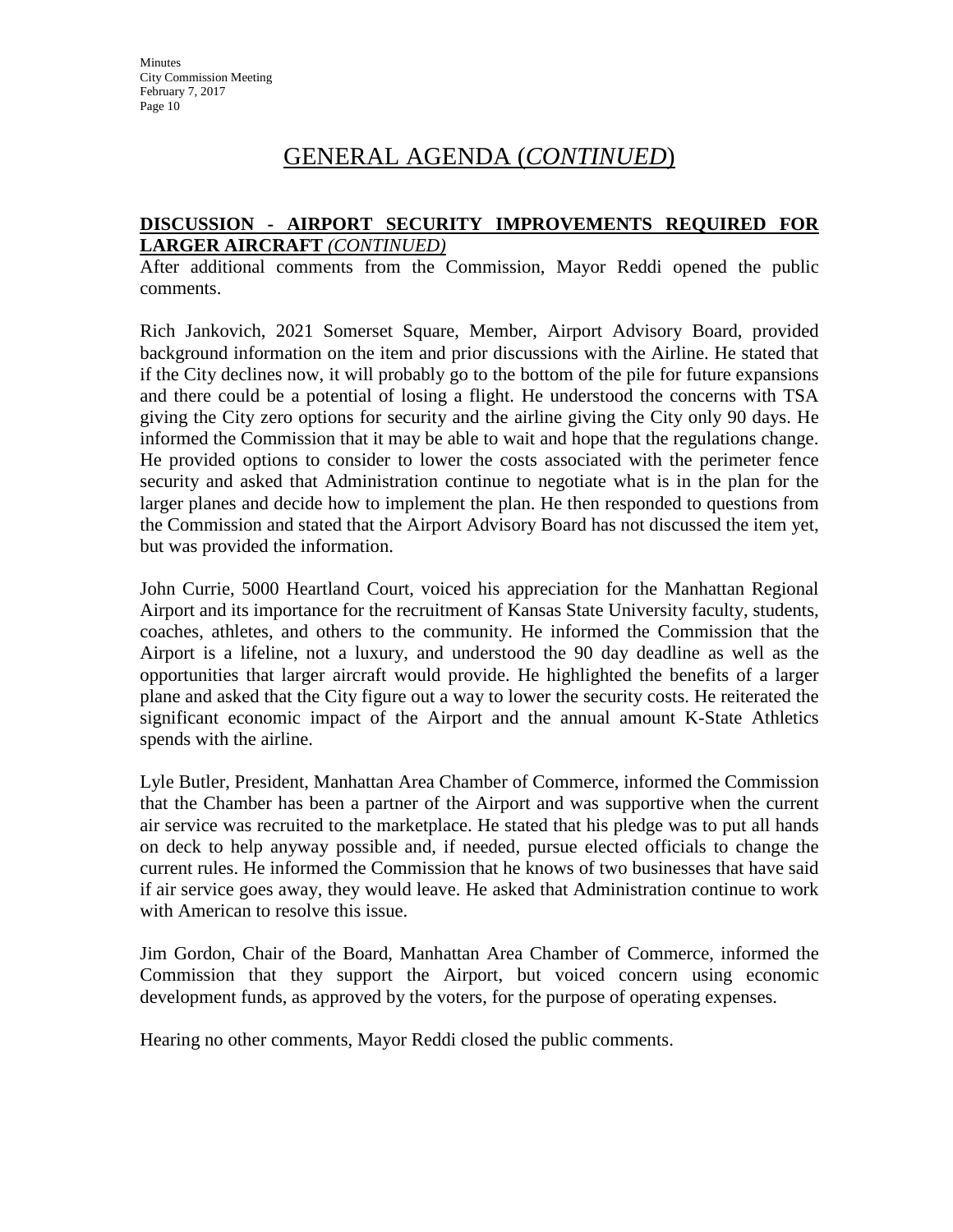## GENERAL AGENDA (*CONTINUED*)

**DISCUSSION - AIRPORT SECURITY IMPROVEMENTS REQUIRED FOR LARGER AIRCRAFT** *(CONTINUED)*

After additional comments from the Commission, Mayor Reddi opened the public comments.

Rich Jankovich, 2021 Somerset Square, Member, Airport Advisory Board, provided background information on the item and prior discussions with the Airline. He stated that if the City declines now, it will probably go to the bottom of the pile for future expansions and there could be a potential of losing a flight. He understood the concerns with TSA giving the City zero options for security and the airline giving the City only 90 days. He informed the Commission that it may be able to wait and hope that the regulations change. He provided options to consider to lower the costs associated with the perimeter fence security and asked that Administration continue to negotiate what is in the plan for the larger planes and decide how to implement the plan. He then responded to questions from the Commission and stated that the Airport Advisory Board has not discussed the item yet, but was provided the information.

John Currie, 5000 Heartland Court, voiced his appreciation for the Manhattan Regional Airport and its importance for the recruitment of Kansas State University faculty, students, coaches, athletes, and others to the community. He informed the Commission that the Airport is a lifeline, not a luxury, and understood the 90 day deadline as well as the opportunities that larger aircraft would provide. He highlighted the benefits of a larger plane and asked that the City figure out a way to lower the security costs. He reiterated the significant economic impact of the Airport and the annual amount K-State Athletics spends with the airline.

Lyle Butler, President, Manhattan Area Chamber of Commerce, informed the Commission that the Chamber has been a partner of the Airport and was supportive when the current air service was recruited to the marketplace. He stated that his pledge was to put all hands on deck to help anyway possible and, if needed, pursue elected officials to change the current rules. He informed the Commission that he knows of two businesses that have said if air service goes away, they would leave. He asked that Administration continue to work with American to resolve this issue.

Jim Gordon, Chair of the Board, Manhattan Area Chamber of Commerce, informed the Commission that they support the Airport, but voiced concern using economic development funds, as approved by the voters, for the purpose of operating expenses.

Hearing no other comments, Mayor Reddi closed the public comments.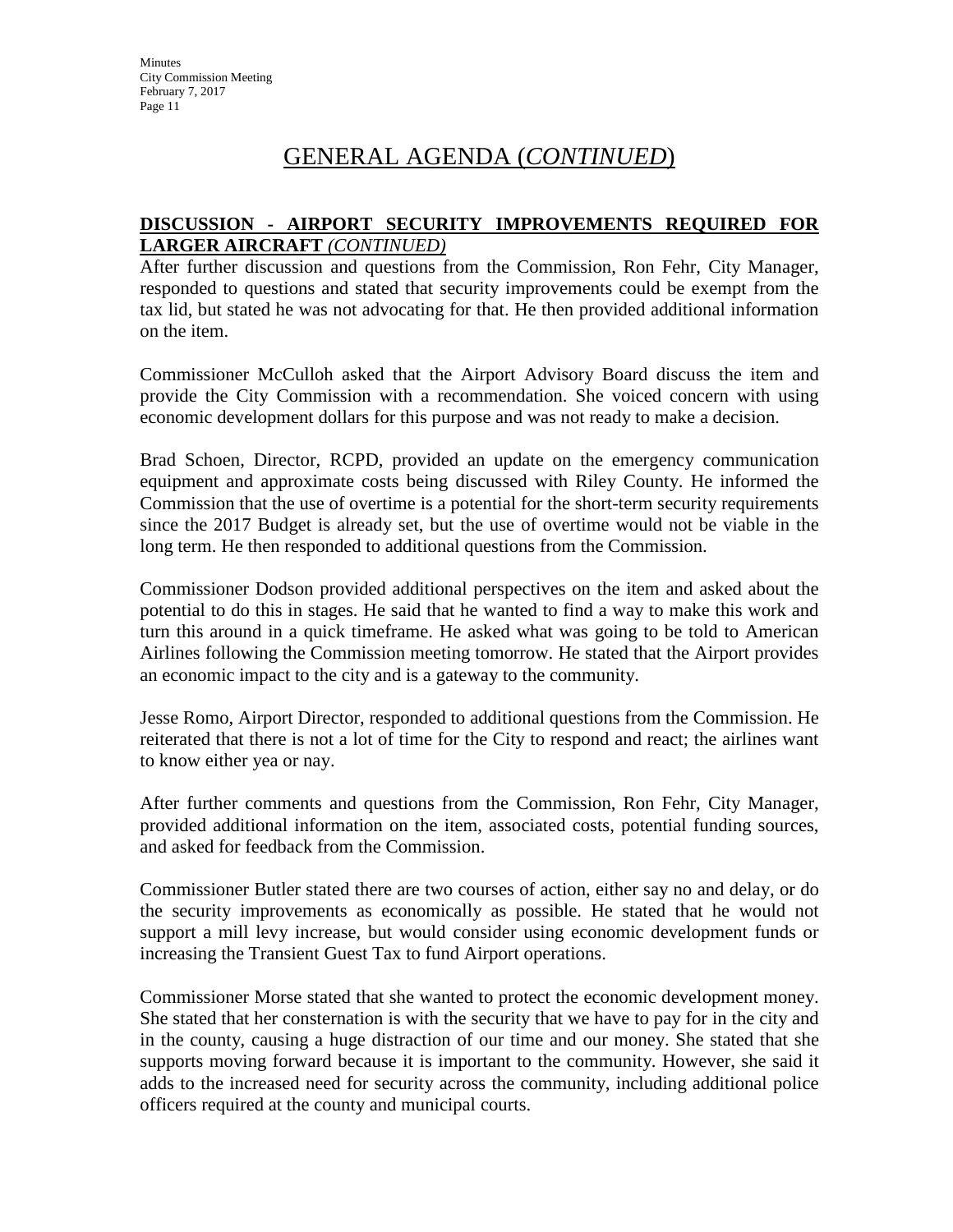# GENERAL AGENDA (*CONTINUED*)

**DISCUSSION - AIRPORT SECURITY IMPROVEMENTS REQUIRED FOR LARGER AIRCRAFT** ***(CONTINUED)***

After further discussion and questions from the Commission, Ron Fehr, City Manager, responded to questions and stated that security improvements could be exempt from the tax lid, but stated he was not advocating for that. He then provided additional information on the item.

Commissioner McCulloh asked that the Airport Advisory Board discuss the item and provide the City Commission with a recommendation. She voiced concern with using economic development dollars for this purpose and was not ready to make a decision.

Brad Schoen, Director, RCPD, provided an update on the emergency communication equipment and approximate costs being discussed with Riley County. He informed the Commission that the use of overtime is a potential for the short-term security requirements since the 2017 Budget is already set, but the use of overtime would not be viable in the long term. He then responded to additional questions from the Commission.

Commissioner Dodson provided additional perspectives on the item and asked about the potential to do this in stages. He said that he wanted to find a way to make this work and turn this around in a quick timeframe. He asked what was going to be told to American Airlines following the Commission meeting tomorrow. He stated that the Airport provides an economic impact to the city and is a gateway to the community.

Jesse Romo, Airport Director, responded to additional questions from the Commission. He reiterated that there is not a lot of time for the City to respond and react; the airlines want to know either yea or nay.

After further comments and questions from the Commission, Ron Fehr, City Manager, provided additional information on the item, associated costs, potential funding sources, and asked for feedback from the Commission.

Commissioner Butler stated there are two courses of action, either say no and delay, or do the security improvements as economically as possible. He stated that he would not support a mill levy increase, but would consider using economic development funds or increasing the Transient Guest Tax to fund Airport operations.

Commissioner Morse stated that she wanted to protect the economic development money. She stated that her consternation is with the security that we have to pay for in the city and in the county, causing a huge distraction of our time and our money. She stated that she supports moving forward because it is important to the community. However, she said it adds to the increased need for security across the community, including additional police officers required at the county and municipal courts.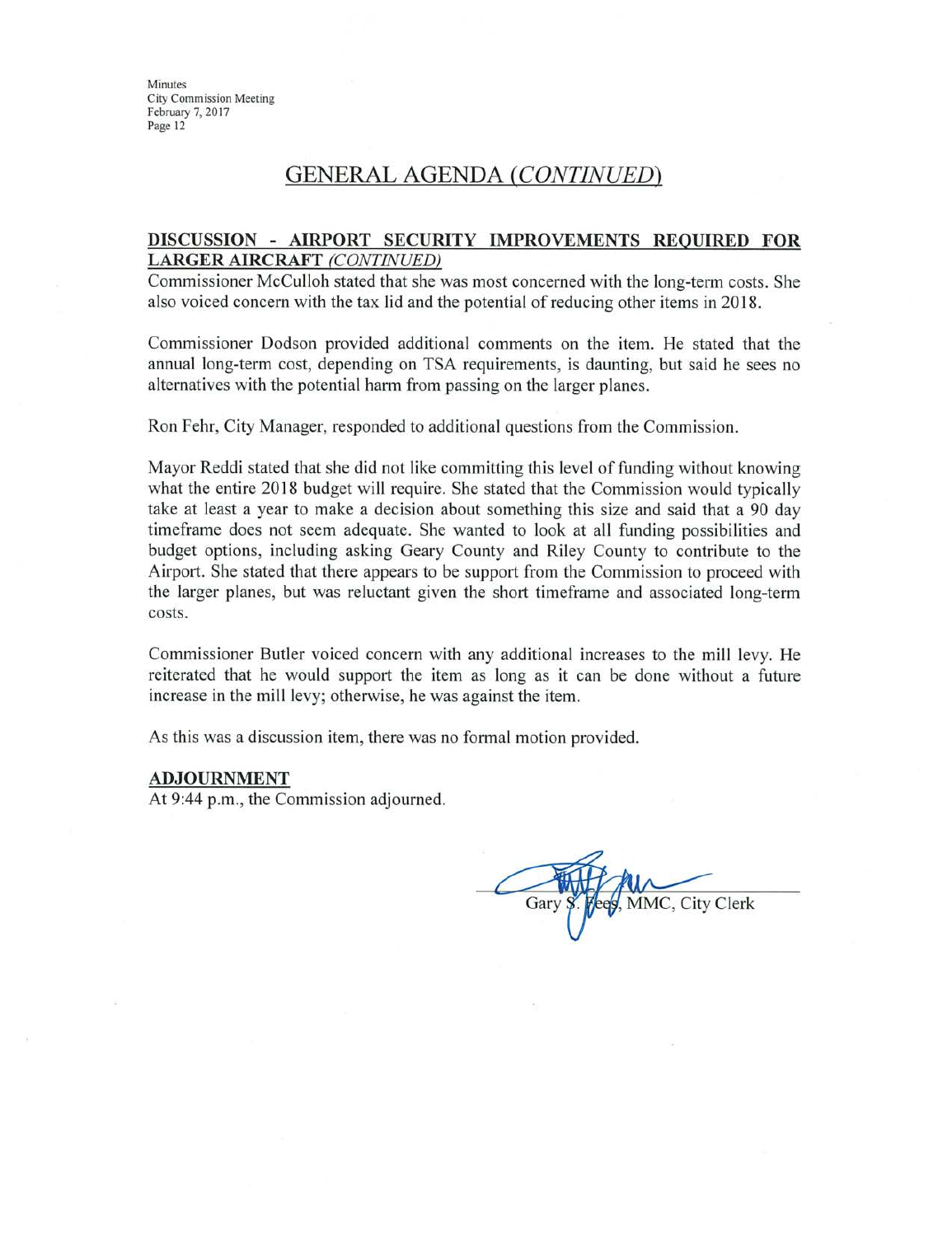## GENERAL AGENDA *(CONTINUED)*

**DISCUSSION - AIRPORT SECURITY IMPROVEMENTS REQUIRED FOR LARGER AIRCRAFT** *(CONTINUED)*

Commissioner McCulloh stated that she was most concerned with the long-term costs. She also voiced concern with the tax lid and the potential of reducing other items in 2018.

Commissioner Dodson provided additional comments on the item. He stated that the annual long-term cost, depending on TSA requirements, is daunting, but said he sees no alternatives with the potential harm from passing on the larger planes.

Ron Fehr, City Manager, responded to additional questions from the Commission.

Mayor Reddi stated that she did not like committing this level of funding without knowing what the entire 2018 budget will require. She stated that the Commission would typically take at least a year to make a decision about something this size and said that a 90 day timeframe does not seem adequate. She wanted to look at all funding possibilities and budget options, including asking Geary County and Riley County to contribute to the Airport. She stated that there appears to be support from the Commission to proceed with the larger planes, but was reluctant given the short timeframe and associated long-term costs.

Commissioner Butler voiced concern with any additional increases to the mill levy. He reiterated that he would support the item as long as it can be done without a future increase in the mill levy; otherwise, he was against the item.

As this was a discussion item, there was no formal motion provided.

**ADJOURNMENT**

At 9:44 p.m., the Commission adjourned.

Gary S. Fees, MMC, City Clerk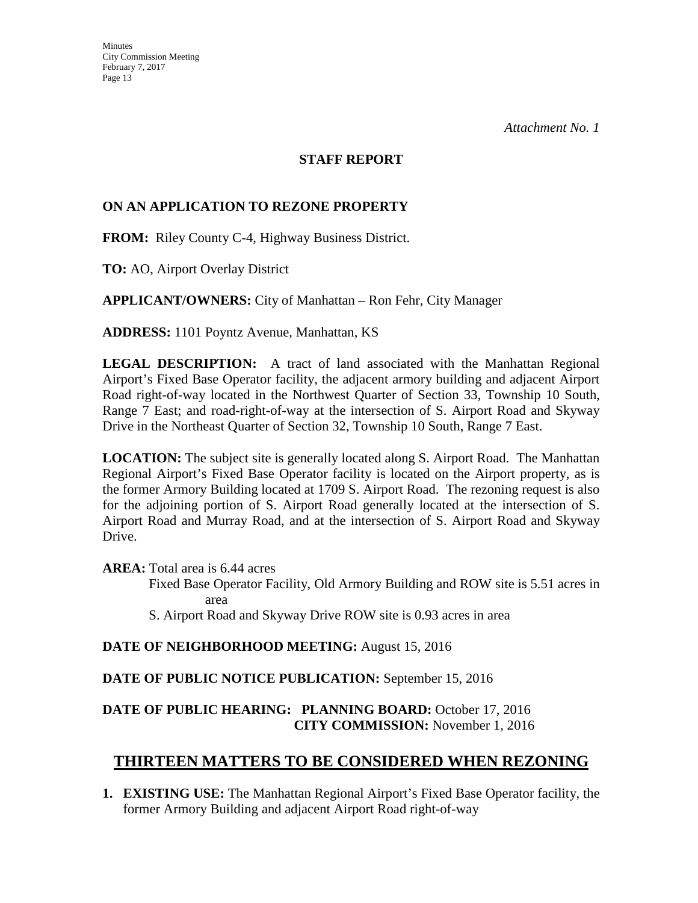*Attachment No. 1*

**STAFF REPORT**

**ON AN APPLICATION TO REZONE PROPERTY**

**FROM:** Riley County C-4, Highway Business District.

**TO:** AO, Airport Overlay District

**APPLICANT/OWNERS:** City of Manhattan – Ron Fehr, City Manager

**ADDRESS:** 1101 Poyntz Avenue, Manhattan, KS

**LEGAL DESCRIPTION:** A tract of land associated with the Manhattan Regional Airport's Fixed Base Operator facility, the adjacent armory building and adjacent Airport Road right-of-way located in the Northwest Quarter of Section 33, Township 10 South, Range 7 East; and road-right-of-way at the intersection of S. Airport Road and Skyway Drive in the Northeast Quarter of Section 32, Township 10 South, Range 7 East.

**LOCATION:** The subject site is generally located along S. Airport Road. The Manhattan Regional Airport's Fixed Base Operator facility is located on the Airport property, as is the former Armory Building located at 1709 S. Airport Road. The rezoning request is also for the adjoining portion of S. Airport Road generally located at the intersection of S. Airport Road and Murray Road, and at the intersection of S. Airport Road and Skyway Drive.

**AREA:** Total area is 6.44 acres

Fixed Base Operator Facility, Old Armory Building and ROW site is 5.51 acres in area

S. Airport Road and Skyway Drive ROW site is 0.93 acres in area

**DATE OF NEIGHBORHOOD MEETING:** August 15, 2016

**DATE OF PUBLIC NOTICE PUBLICATION:** September 15, 2016

**DATE OF PUBLIC HEARING: PLANNING BOARD:** October 17, 2016
**CITY COMMISSION:** November 1, 2016

## THIRTEEN MATTERS TO BE CONSIDERED WHEN REZONING

1. **EXISTING USE:** The Manhattan Regional Airport's Fixed Base Operator facility, the former Armory Building and adjacent Airport Road right-of-way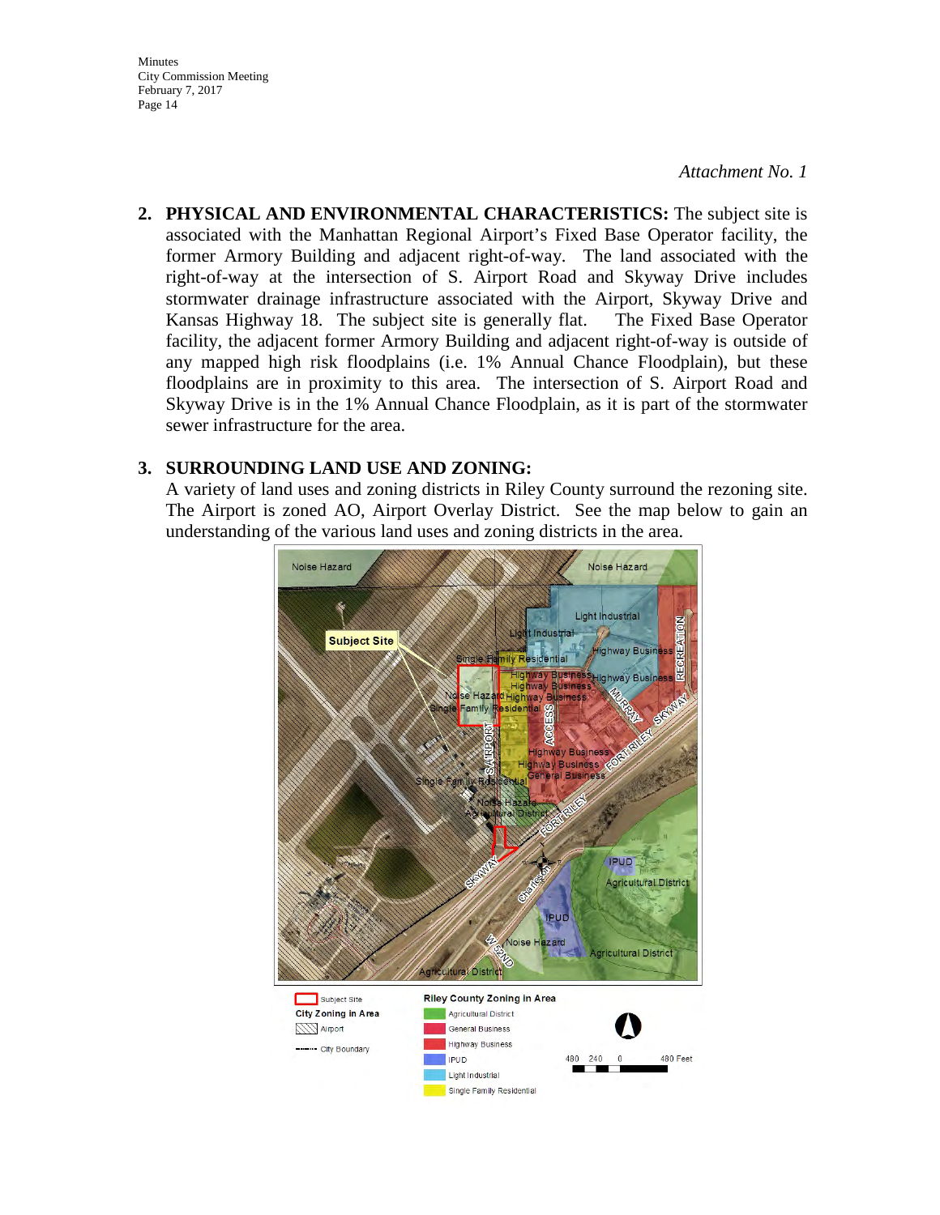*Attachment No. 1*

2. **PHYSICAL AND ENVIRONMENTAL CHARACTERISTICS:** The subject site is associated with the Manhattan Regional Airport's Fixed Base Operator facility, the former Armory Building and adjacent right-of-way. The land associated with the right-of-way at the intersection of S. Airport Road and Skyway Drive includes stormwater drainage infrastructure associated with the Airport, Skyway Drive and Kansas Highway 18. The subject site is generally flat. The Fixed Base Operator facility, the adjacent former Armory Building and adjacent right-of-way is outside of any mapped high risk floodplains (i.e. 1% Annual Chance Floodplain), but these floodplains are in proximity to this area. The intersection of S. Airport Road and Skyway Drive is in the 1% Annual Chance Floodplain, as it is part of the stormwater sewer infrastructure for the area.

3. **SURROUNDING LAND USE AND ZONING:**
A variety of land uses and zoning districts in Riley County surround the rezoning site. The Airport is zoned AO, Airport Overlay District. See the map below to gain an understanding of the various land uses and zoning districts in the area.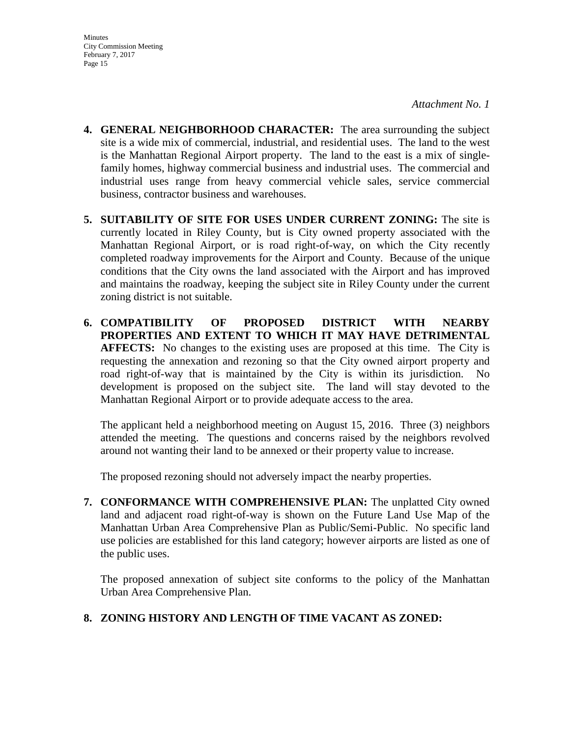*Attachment No. 1*

4. **GENERAL NEIGHBORHOOD CHARACTER:** The area surrounding the subject site is a wide mix of commercial, industrial, and residential uses. The land to the west is the Manhattan Regional Airport property. The land to the east is a mix of single-family homes, highway commercial business and industrial uses. The commercial and industrial uses range from heavy commercial vehicle sales, service commercial business, contractor business and warehouses.

5. **SUITABILITY OF SITE FOR USES UNDER CURRENT ZONING:** The site is currently located in Riley County, but is City owned property associated with the Manhattan Regional Airport, or is road right-of-way, on which the City recently completed roadway improvements for the Airport and County. Because of the unique conditions that the City owns the land associated with the Airport and has improved and maintains the roadway, keeping the subject site in Riley County under the current zoning district is not suitable.

6. **COMPATIBILITY OF PROPOSED DISTRICT WITH NEARBY PROPERTIES AND EXTENT TO WHICH IT MAY HAVE DETRIMENTAL AFFECTS:** No changes to the existing uses are proposed at this time. The City is requesting the annexation and rezoning so that the City owned airport property and road right-of-way that is maintained by the City is within its jurisdiction. No development is proposed on the subject site. The land will stay devoted to the Manhattan Regional Airport or to provide adequate access to the area.

   The applicant held a neighborhood meeting on August 15, 2016. Three (3) neighbors attended the meeting. The questions and concerns raised by the neighbors revolved around not wanting their land to be annexed or their property value to increase.

   The proposed rezoning should not adversely impact the nearby properties.

7. **CONFORMANCE WITH COMPREHENSIVE PLAN:** The unplatted City owned land and adjacent road right-of-way is shown on the Future Land Use Map of the Manhattan Urban Area Comprehensive Plan as Public/Semi-Public. No specific land use policies are established for this land category; however airports are listed as one of the public uses.

   The proposed annexation of subject site conforms to the policy of the Manhattan Urban Area Comprehensive Plan.

8. **ZONING HISTORY AND LENGTH OF TIME VACANT AS ZONED:**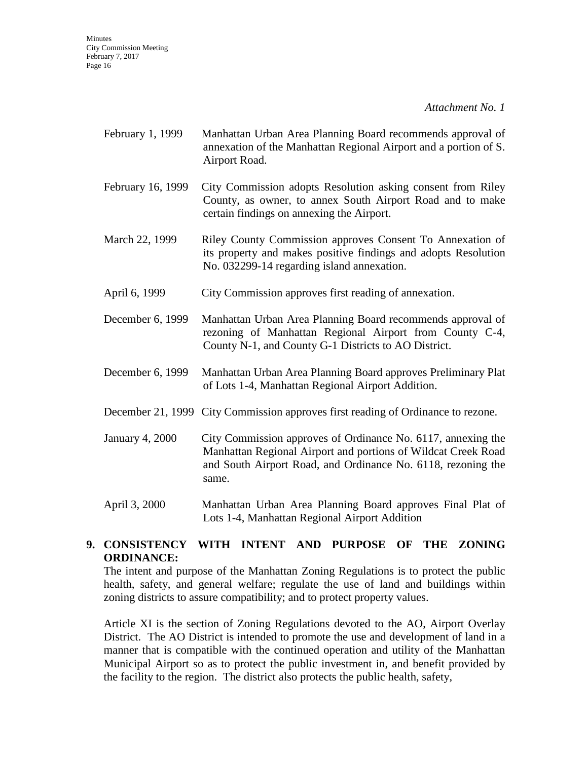*Attachment No. 1*

| | |
|---|---|
| February 1, 1999 | Manhattan Urban Area Planning Board recommends approval of annexation of the Manhattan Regional Airport and a portion of S. Airport Road. |
| February 16, 1999 | City Commission adopts Resolution asking consent from Riley County, as owner, to annex South Airport Road and to make certain findings on annexing the Airport. |
| March 22, 1999 | Riley County Commission approves Consent To Annexation of its property and makes positive findings and adopts Resolution No. 032299-14 regarding island annexation. |
| April 6, 1999 | City Commission approves first reading of annexation. |
| December 6, 1999 | Manhattan Urban Area Planning Board recommends approval of rezoning of Manhattan Regional Airport from County C-4, County N-1, and County G-1 Districts to AO District. |
| December 6, 1999 | Manhattan Urban Area Planning Board approves Preliminary Plat of Lots 1-4, Manhattan Regional Airport Addition. |
| December 21, 1999 | City Commission approves first reading of Ordinance to rezone. |
| January 4, 2000 | City Commission approves of Ordinance No. 6117, annexing the Manhattan Regional Airport and portions of Wildcat Creek Road and South Airport Road, and Ordinance No. 6118, rezoning the same. |
| April 3, 2000 | Manhattan Urban Area Planning Board approves Final Plat of Lots 1-4, Manhattan Regional Airport Addition |

**9. CONSISTENCY WITH INTENT AND PURPOSE OF THE ZONING ORDINANCE:**

The intent and purpose of the Manhattan Zoning Regulations is to protect the public health, safety, and general welfare; regulate the use of land and buildings within zoning districts to assure compatibility; and to protect property values.

Article XI is the section of Zoning Regulations devoted to the AO, Airport Overlay District. The AO District is intended to promote the use and development of land in a manner that is compatible with the continued operation and utility of the Manhattan Municipal Airport so as to protect the public investment in, and benefit provided by the facility to the region. The district also protects the public health, safety,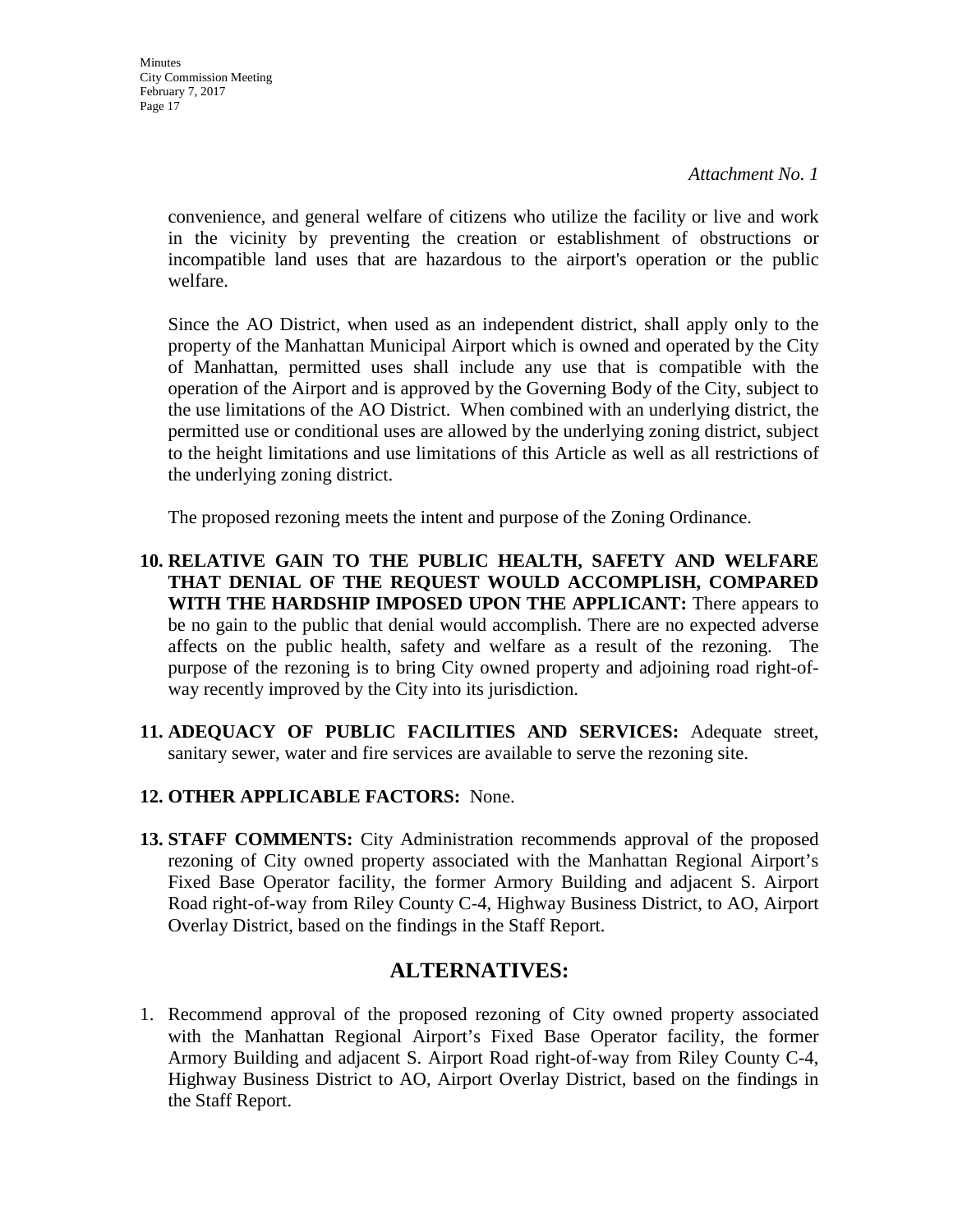*Attachment No. 1*

convenience, and general welfare of citizens who utilize the facility or live and work in the vicinity by preventing the creation or establishment of obstructions or incompatible land uses that are hazardous to the airport's operation or the public welfare.

Since the AO District, when used as an independent district, shall apply only to the property of the Manhattan Municipal Airport which is owned and operated by the City of Manhattan, permitted uses shall include any use that is compatible with the operation of the Airport and is approved by the Governing Body of the City, subject to the use limitations of the AO District. When combined with an underlying district, the permitted use or conditional uses are allowed by the underlying zoning district, subject to the height limitations and use limitations of this Article as well as all restrictions of the underlying zoning district.

The proposed rezoning meets the intent and purpose of the Zoning Ordinance.

10. **RELATIVE GAIN TO THE PUBLIC HEALTH, SAFETY AND WELFARE THAT DENIAL OF THE REQUEST WOULD ACCOMPLISH, COMPARED WITH THE HARDSHIP IMPOSED UPON THE APPLICANT:** There appears to be no gain to the public that denial would accomplish. There are no expected adverse affects on the public health, safety and welfare as a result of the rezoning. The purpose of the rezoning is to bring City owned property and adjoining road right-of-way recently improved by the City into its jurisdiction.

11. **ADEQUACY OF PUBLIC FACILITIES AND SERVICES:** Adequate street, sanitary sewer, water and fire services are available to serve the rezoning site.

12. **OTHER APPLICABLE FACTORS:** None.

13. **STAFF COMMENTS:** City Administration recommends approval of the proposed rezoning of City owned property associated with the Manhattan Regional Airport's Fixed Base Operator facility, the former Armory Building and adjacent S. Airport Road right-of-way from Riley County C-4, Highway Business District, to AO, Airport Overlay District, based on the findings in the Staff Report.

## ALTERNATIVES:

1. Recommend approval of the proposed rezoning of City owned property associated with the Manhattan Regional Airport's Fixed Base Operator facility, the former Armory Building and adjacent S. Airport Road right-of-way from Riley County C-4, Highway Business District to AO, Airport Overlay District, based on the findings in the Staff Report.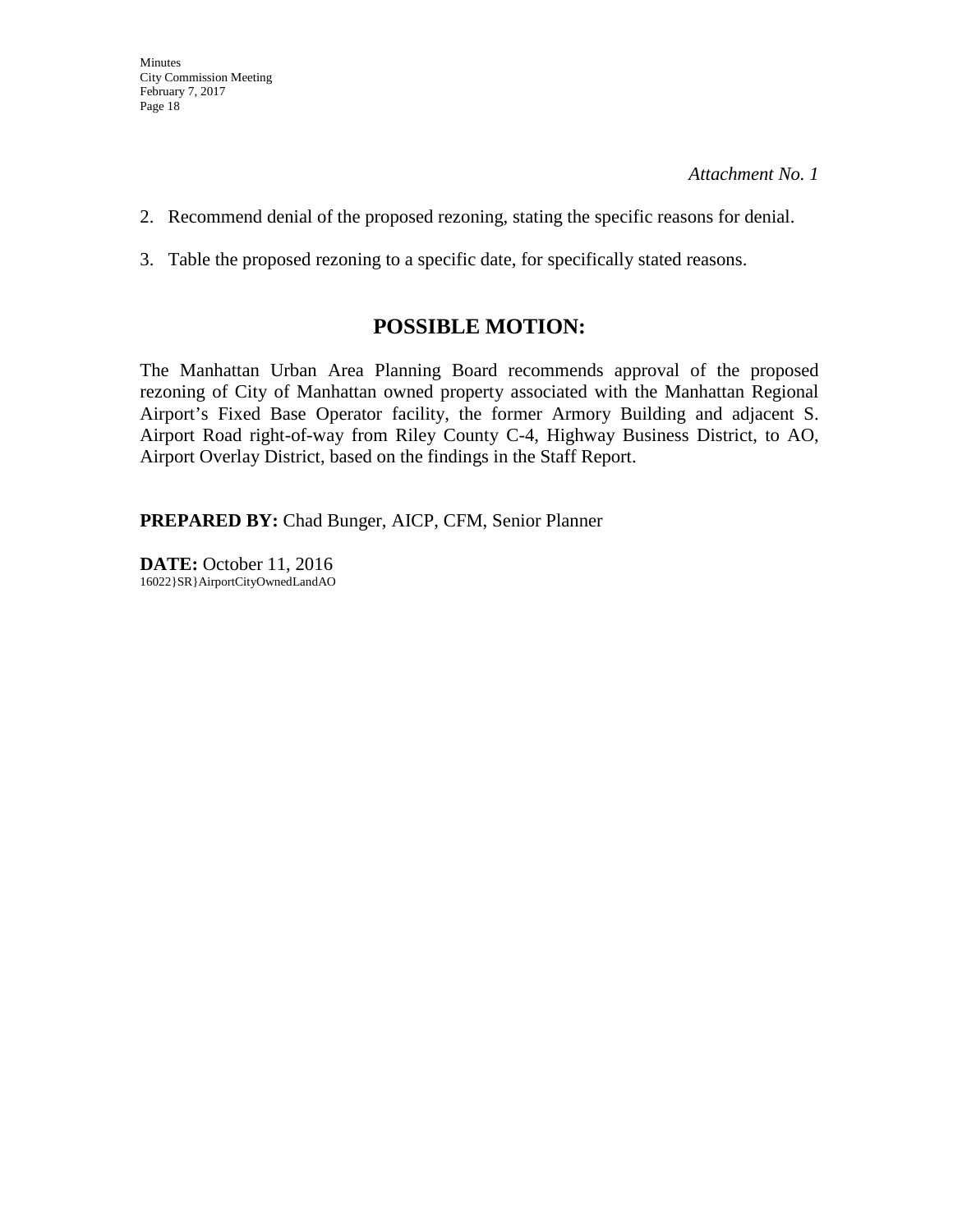*Attachment No. 1*

2. Recommend denial of the proposed rezoning, stating the specific reasons for denial.

3. Table the proposed rezoning to a specific date, for specifically stated reasons.

## POSSIBLE MOTION:

The Manhattan Urban Area Planning Board recommends approval of the proposed rezoning of City of Manhattan owned property associated with the Manhattan Regional Airport's Fixed Base Operator facility, the former Armory Building and adjacent S. Airport Road right-of-way from Riley County C-4, Highway Business District, to AO, Airport Overlay District, based on the findings in the Staff Report.

**PREPARED BY:** Chad Bunger, AICP, CFM, Senior Planner

**DATE:** October 11, 2016
16022}SR}AirportCityOwnedLandAO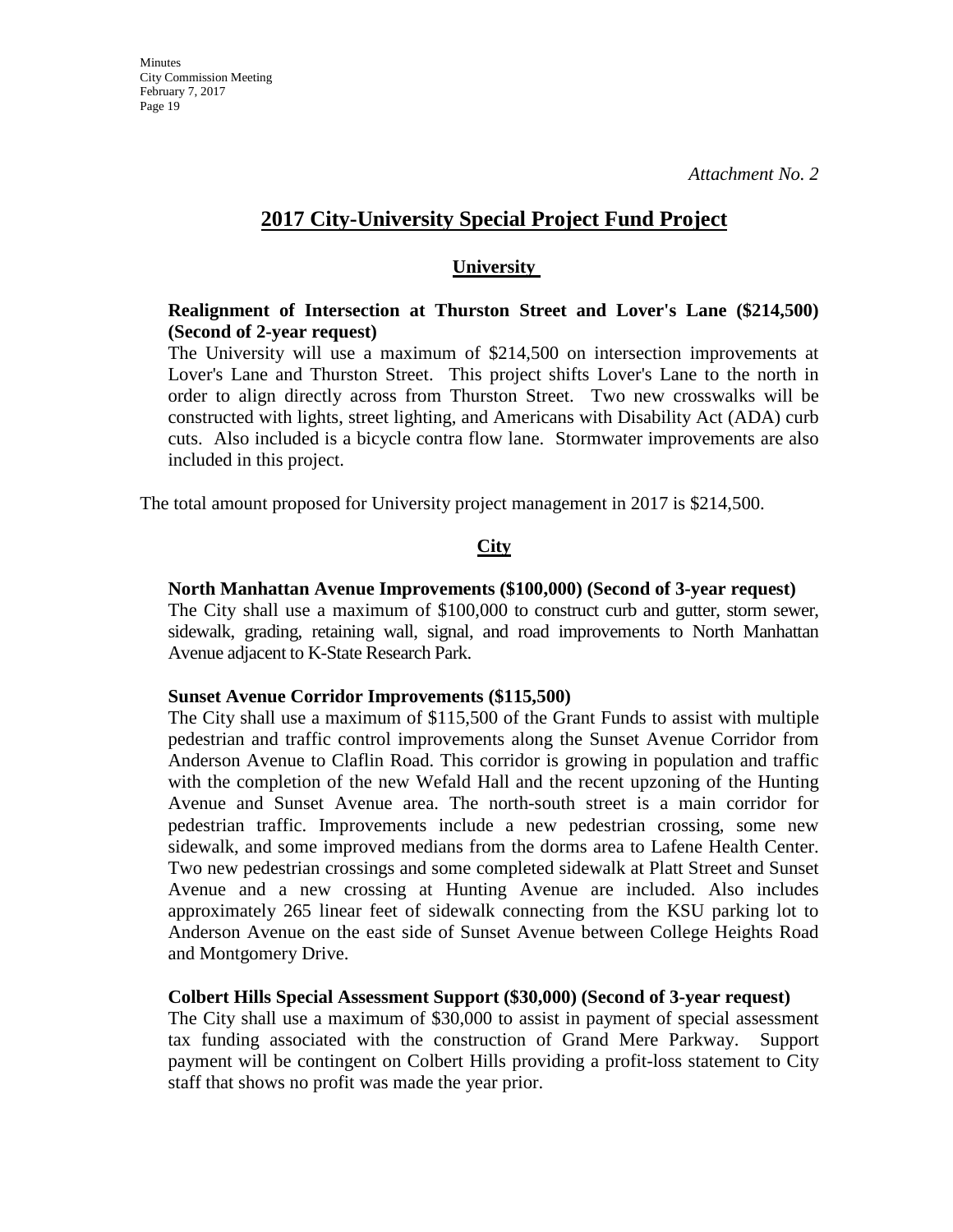*Attachment No. 2*

# 2017 City-University Special Project Fund Project

## University

**Realignment of Intersection at Thurston Street and Lover's Lane ($214,500) (Second of 2-year request)**

The University will use a maximum of $214,500 on intersection improvements at Lover's Lane and Thurston Street. This project shifts Lover's Lane to the north in order to align directly across from Thurston Street. Two new crosswalks will be constructed with lights, street lighting, and Americans with Disability Act (ADA) curb cuts. Also included is a bicycle contra flow lane. Stormwater improvements are also included in this project.

The total amount proposed for University project management in 2017 is $214,500.

## City

**North Manhattan Avenue Improvements ($100,000) (Second of 3-year request)**

The City shall use a maximum of $100,000 to construct curb and gutter, storm sewer, sidewalk, grading, retaining wall, signal, and road improvements to North Manhattan Avenue adjacent to K-State Research Park.

**Sunset Avenue Corridor Improvements ($115,500)**

The City shall use a maximum of $115,500 of the Grant Funds to assist with multiple pedestrian and traffic control improvements along the Sunset Avenue Corridor from Anderson Avenue to Claflin Road. This corridor is growing in population and traffic with the completion of the new Wefald Hall and the recent upzoning of the Hunting Avenue and Sunset Avenue area. The north-south street is a main corridor for pedestrian traffic. Improvements include a new pedestrian crossing, some new sidewalk, and some improved medians from the dorms area to Lafene Health Center. Two new pedestrian crossings and some completed sidewalk at Platt Street and Sunset Avenue and a new crossing at Hunting Avenue are included. Also includes approximately 265 linear feet of sidewalk connecting from the KSU parking lot to Anderson Avenue on the east side of Sunset Avenue between College Heights Road and Montgomery Drive.

**Colbert Hills Special Assessment Support ($30,000) (Second of 3-year request)**

The City shall use a maximum of $30,000 to assist in payment of special assessment tax funding associated with the construction of Grand Mere Parkway. Support payment will be contingent on Colbert Hills providing a profit-loss statement to City staff that shows no profit was made the year prior.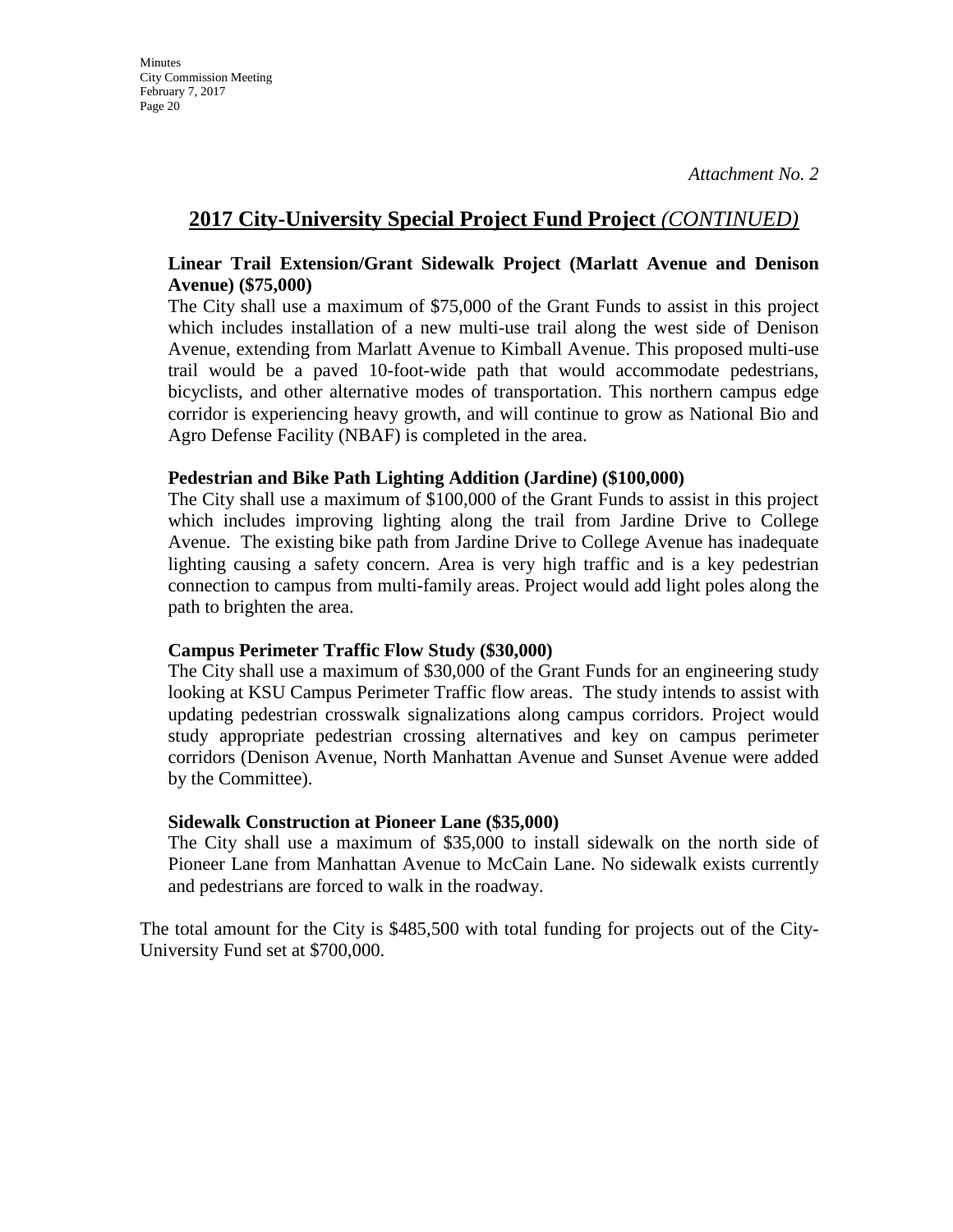*Attachment No. 2*

## 2017 City-University Special Project Fund Project *(CONTINUED)*

**Linear Trail Extension/Grant Sidewalk Project (Marlatt Avenue and Denison Avenue) ($75,000)**

The City shall use a maximum of $75,000 of the Grant Funds to assist in this project which includes installation of a new multi-use trail along the west side of Denison Avenue, extending from Marlatt Avenue to Kimball Avenue. This proposed multi-use trail would be a paved 10-foot-wide path that would accommodate pedestrians, bicyclists, and other alternative modes of transportation. This northern campus edge corridor is experiencing heavy growth, and will continue to grow as National Bio and Agro Defense Facility (NBAF) is completed in the area.

**Pedestrian and Bike Path Lighting Addition (Jardine) ($100,000)**

The City shall use a maximum of $100,000 of the Grant Funds to assist in this project which includes improving lighting along the trail from Jardine Drive to College Avenue. The existing bike path from Jardine Drive to College Avenue has inadequate lighting causing a safety concern. Area is very high traffic and is a key pedestrian connection to campus from multi-family areas. Project would add light poles along the path to brighten the area.

**Campus Perimeter Traffic Flow Study ($30,000)**

The City shall use a maximum of $30,000 of the Grant Funds for an engineering study looking at KSU Campus Perimeter Traffic flow areas. The study intends to assist with updating pedestrian crosswalk signalizations along campus corridors. Project would study appropriate pedestrian crossing alternatives and key on campus perimeter corridors (Denison Avenue, North Manhattan Avenue and Sunset Avenue were added by the Committee).

**Sidewalk Construction at Pioneer Lane ($35,000)**

The City shall use a maximum of $35,000 to install sidewalk on the north side of Pioneer Lane from Manhattan Avenue to McCain Lane. No sidewalk exists currently and pedestrians are forced to walk in the roadway.

The total amount for the City is $485,500 with total funding for projects out of the City-University Fund set at $700,000.